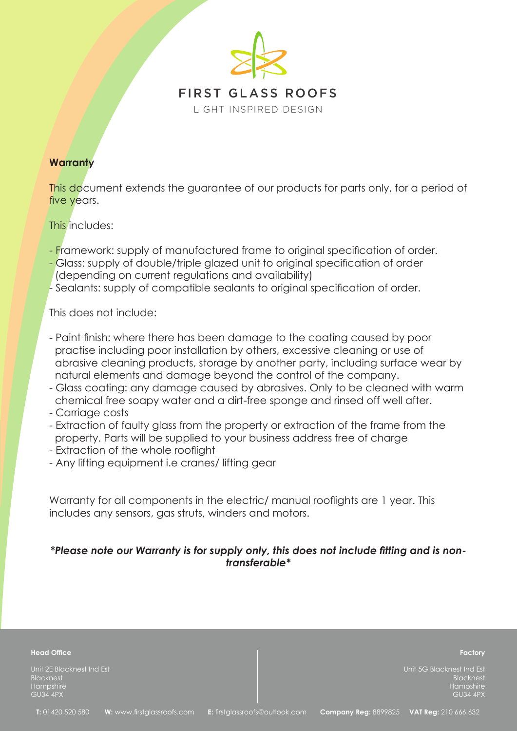FIRST GLASS ROOFS

LIGHT INSPIRED DESIGN

**Warranty**

This document extends the guarantee of our products for parts only, for a period of five years.

This includes:

- Framework: supply of manufactured frame to original specification of order.
- Glass: supply of double/triple glazed unit to original specification of order (depending on current regulations and availability)
- Sealants: supply of compatible sealants to original specification of order.

This does not include:

- Paint finish: where there has been damage to the coating caused by poor practise including poor installation by others, excessive cleaning or use of abrasive cleaning products, storage by another party, including surface wear by natural elements and damage beyond the control of the company.
- Glass coating: any damage caused by abrasives. Only to be cleaned with warm chemical free soapy water and a dirt-free sponge and rinsed off well after.
- Carriage costs
- Extraction of faulty glass from the property or extraction of the frame from the property. Parts will be supplied to your business address free of charge
- Extraction of the whole rooflight
- Any lifting equipment i.e cranes/ lifting gear

Warranty for all components in the electric/ manual rooflights are 1 year. This includes any sensors, gas struts, winders and motors.

***Please note our Warranty is for supply only, this does not include fitting and is non-transferable***

**Head Office**

Unit 2E Blacknest Ind Est
Blacknest
Hampshire
GU34 4PX

**Factory**

Unit 5G Blacknest Ind Est
Blacknest
Hampshire
GU34 4PX

**T:** 01420 520 580 **W:** www.firstglassroofs.com **E:** firstglassroofs@outlook.com **Company Reg:** 8899825 **VAT Reg:** 210 666 632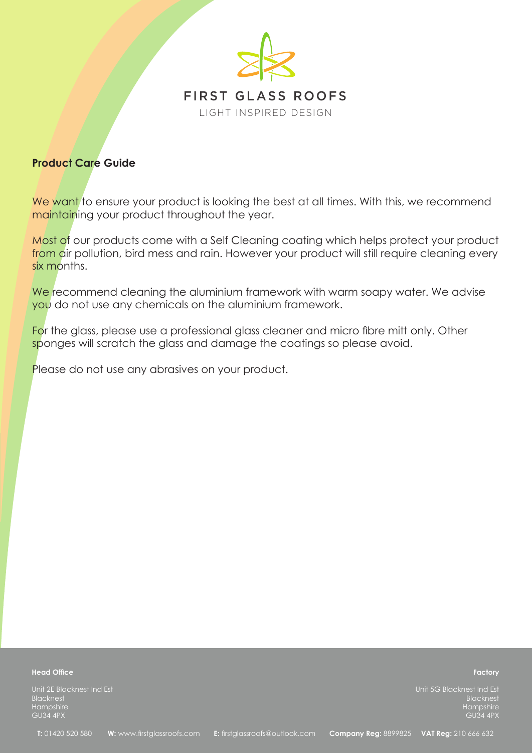FIRST GLASS ROOFS

LIGHT INSPIRED DESIGN

**Product Care Guide**

We want to ensure your product is looking the best at all times. With this, we recommend maintaining your product throughout the year.

Most of our products come with a Self Cleaning coating which helps protect your product from air pollution, bird mess and rain. However your product will still require cleaning every six months.

We recommend cleaning the aluminium framework with warm soapy water. We advise you do not use any chemicals on the aluminium framework.

For the glass, please use a professional glass cleaner and micro fibre mitt only. Other sponges will scratch the glass and damage the coatings so please avoid.

Please do not use any abrasives on your product.

**Head Office**

Unit 2E Blacknest Ind Est
Blacknest
Hampshire
GU34 4PX

**Factory**

Unit 5G Blacknest Ind Est
Blacknest
Hampshire
GU34 4PX

**T:** 01420 520 580 **W:** www.firstglassroofs.com **E:** firstglassroofs@outlook.com **Company Reg:** 8899825 **VAT Reg:** 210 666 632